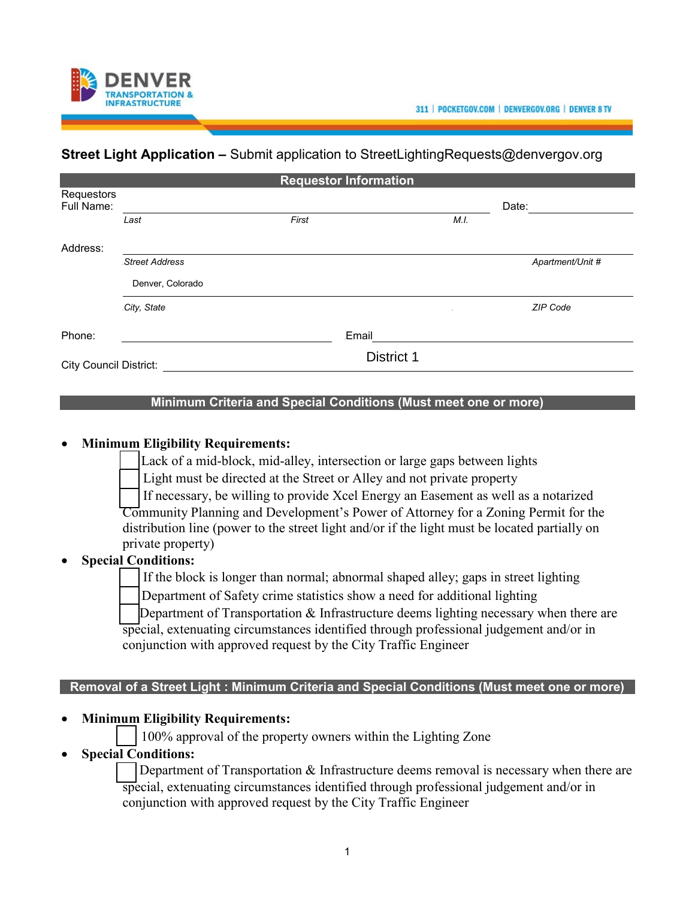DENVER TRANSPORTATION & INFRASTRUCTURE

311 | POCKETGOV.COM | DENVERGOV.ORG | DENVER 8 TV

**Street Light Application –** Submit application to StreetLightingRequests@denvergov.org

## Requestor Information

Requestors Full Name: ______________________________ Date: __________

*Last* *First* *M.I.*

Address: ______________________________

*Street Address* *Apartment/Unit #*

Denver, Colorado

*City, State* *ZIP Code*

Phone: ______________________ Email ______________________

City Council District: District 1

## Minimum Criteria and Special Conditions (Must meet one or more)

- **Minimum Eligibility Requirements:**
  - ☐ Lack of a mid-block, mid-alley, intersection or large gaps between lights
  - ☐ Light must be directed at the Street or Alley and not private property
  - ☐ If necessary, be willing to provide Xcel Energy an Easement as well as a notarized Community Planning and Development's Power of Attorney for a Zoning Permit for the distribution line (power to the street light and/or if the light must be located partially on private property)
- **Special Conditions:**
  - ☐ If the block is longer than normal; abnormal shaped alley; gaps in street lighting
  - ☐ Department of Safety crime statistics show a need for additional lighting
  - ☐ Department of Transportation & Infrastructure deems lighting necessary when there are special, extenuating circumstances identified through professional judgement and/or in conjunction with approved request by the City Traffic Engineer

## Removal of a Street Light : Minimum Criteria and Special Conditions (Must meet one or more)

- **Minimum Eligibility Requirements:**
  - ☐ 100% approval of the property owners within the Lighting Zone
- **Special Conditions:**
  - ☐ Department of Transportation & Infrastructure deems removal is necessary when there are special, extenuating circumstances identified through professional judgement and/or in conjunction with approved request by the City Traffic Engineer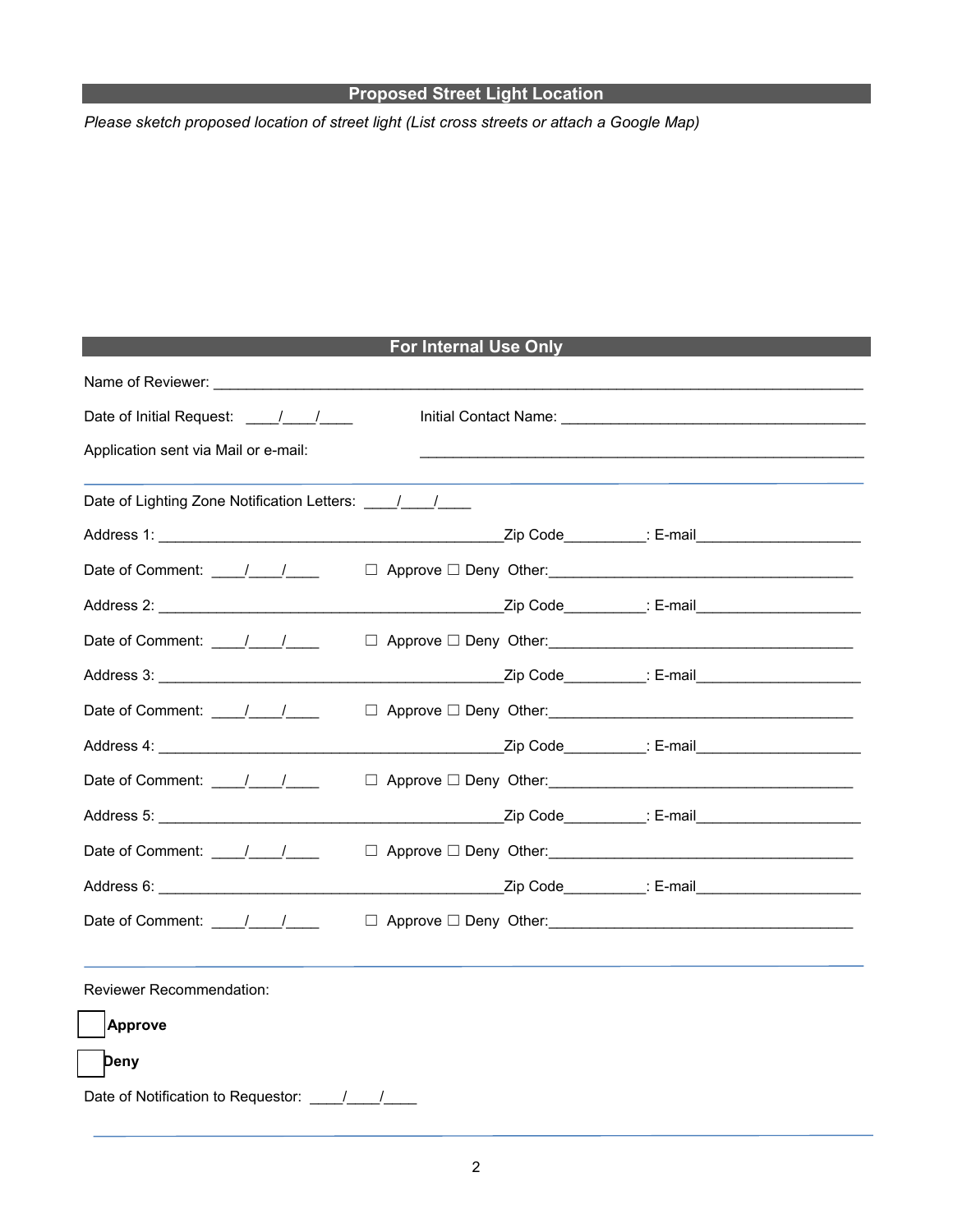## Proposed Street Light Location

*Please sketch proposed location of street light (List cross streets or attach a Google Map)*

## For Internal Use Only

Name of Reviewer: ___________________________________________________________________________

Date of Initial Request: ____/____/____ Initial Contact Name: ___________________________________

Application sent via Mail or e-mail: _____________________________________________________

---

Date of Lighting Zone Notification Letters: ____/____/____

Address 1: ________________________________________Zip Code__________: E-mail____________________

Date of Comment: ____/____/____ ☐ Approve ☐ Deny Other:_____________________________________

Address 2: ________________________________________Zip Code__________: E-mail____________________

Date of Comment: ____/____/____ ☐ Approve ☐ Deny Other:_____________________________________

Address 3: ________________________________________Zip Code__________: E-mail____________________

Date of Comment: ____/____/____ ☐ Approve ☐ Deny Other:_____________________________________

Address 4: ________________________________________Zip Code__________: E-mail____________________

Date of Comment: ____/____/____ ☐ Approve ☐ Deny Other:_____________________________________

Address 5: ________________________________________Zip Code__________: E-mail____________________

Date of Comment: ____/____/____ ☐ Approve ☐ Deny Other:_____________________________________

Address 6: ________________________________________Zip Code__________: E-mail____________________

Date of Comment: ____/____/____ ☐ Approve ☐ Deny Other:_____________________________________

---

Reviewer Recommendation:

☐ **Approve**

☐ **Deny**

Date of Notification to Requestor: ____/____/____

---